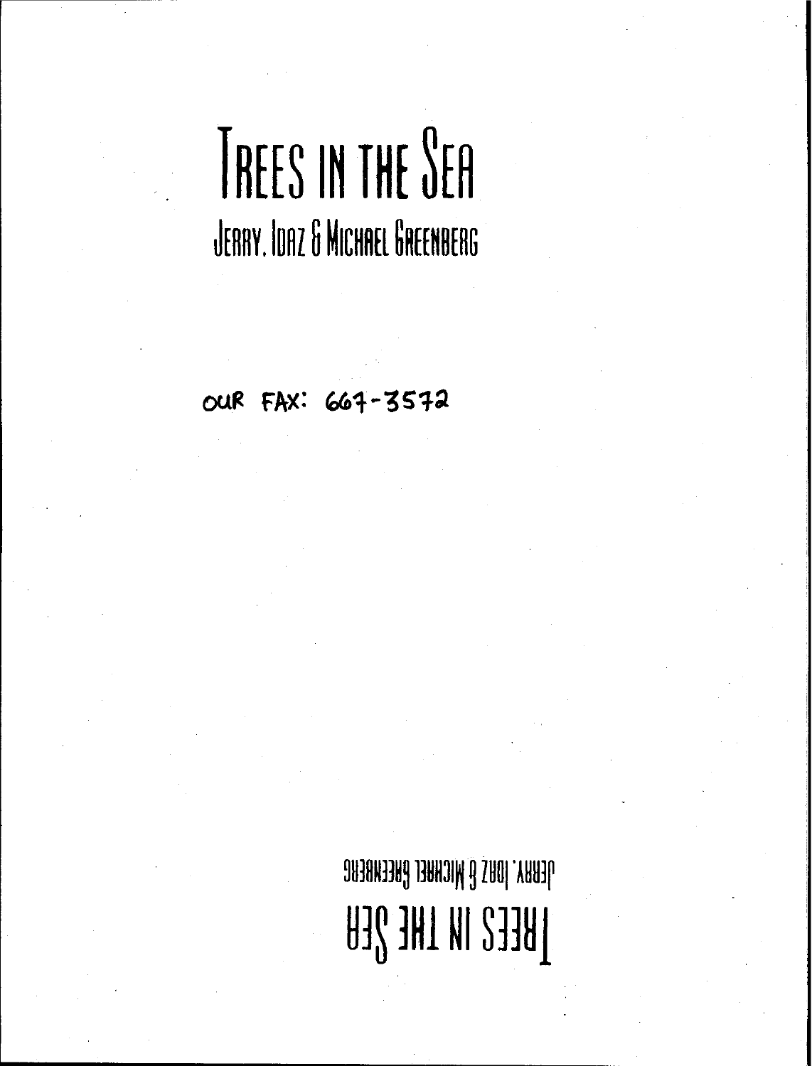# Trees in the Sea

Jerry, Idaz & Michael Greenberg

OUR FAX: 667-3572

Trees in the Sea

Jerry, Idaz & Michael Greenberg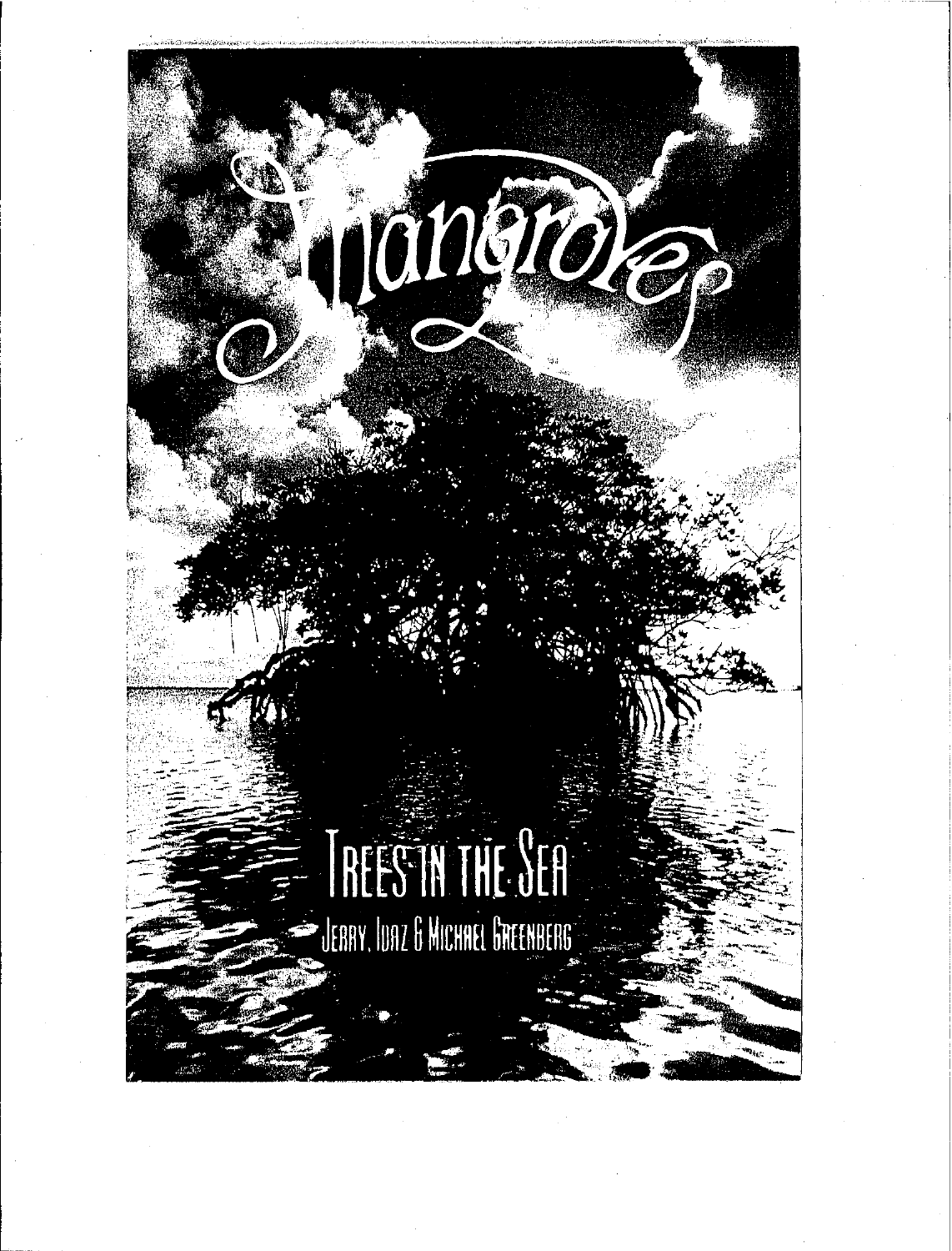# Mangroves

## Trees in the Sea

Jerry, Idaz & Michael Greenberg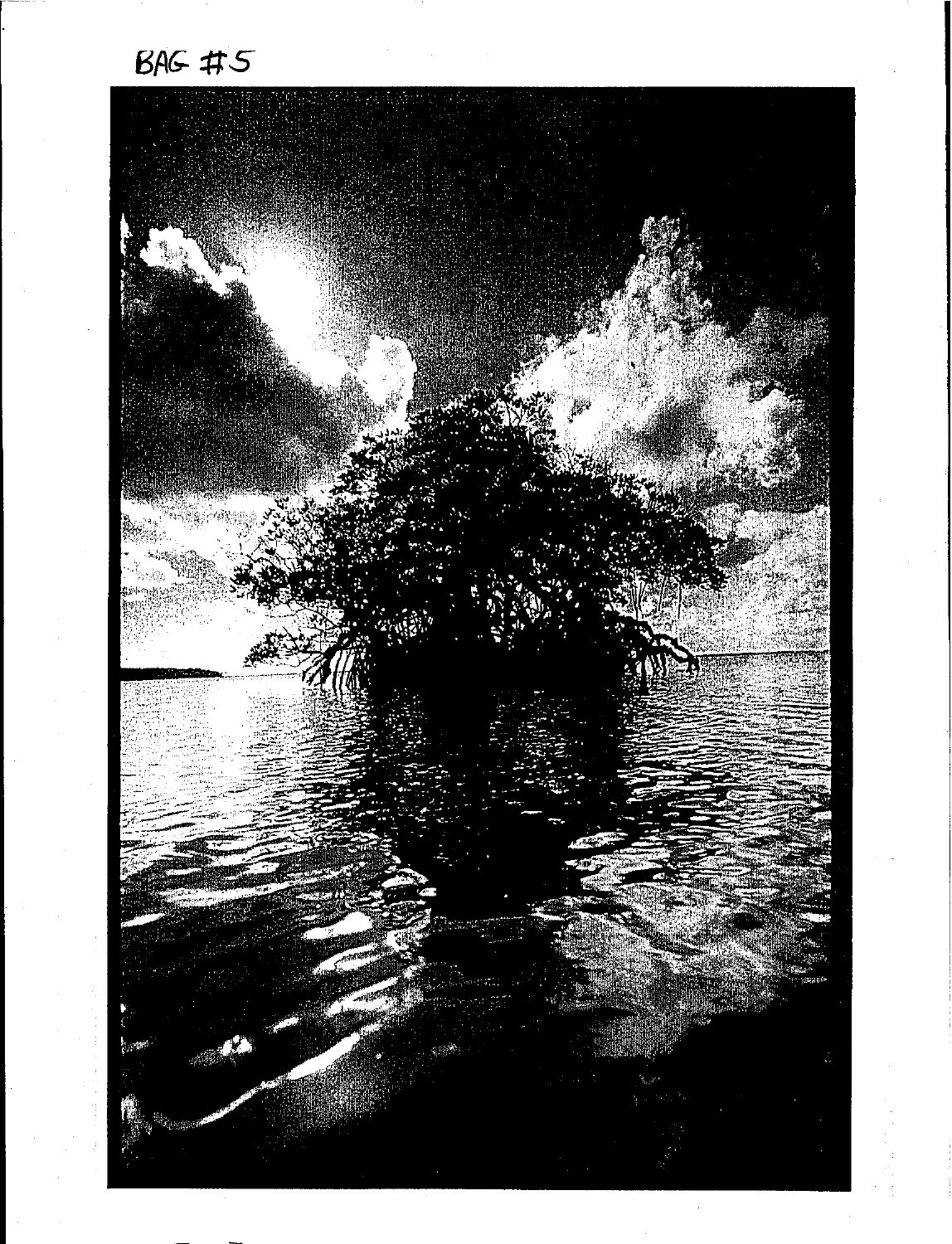BAG #5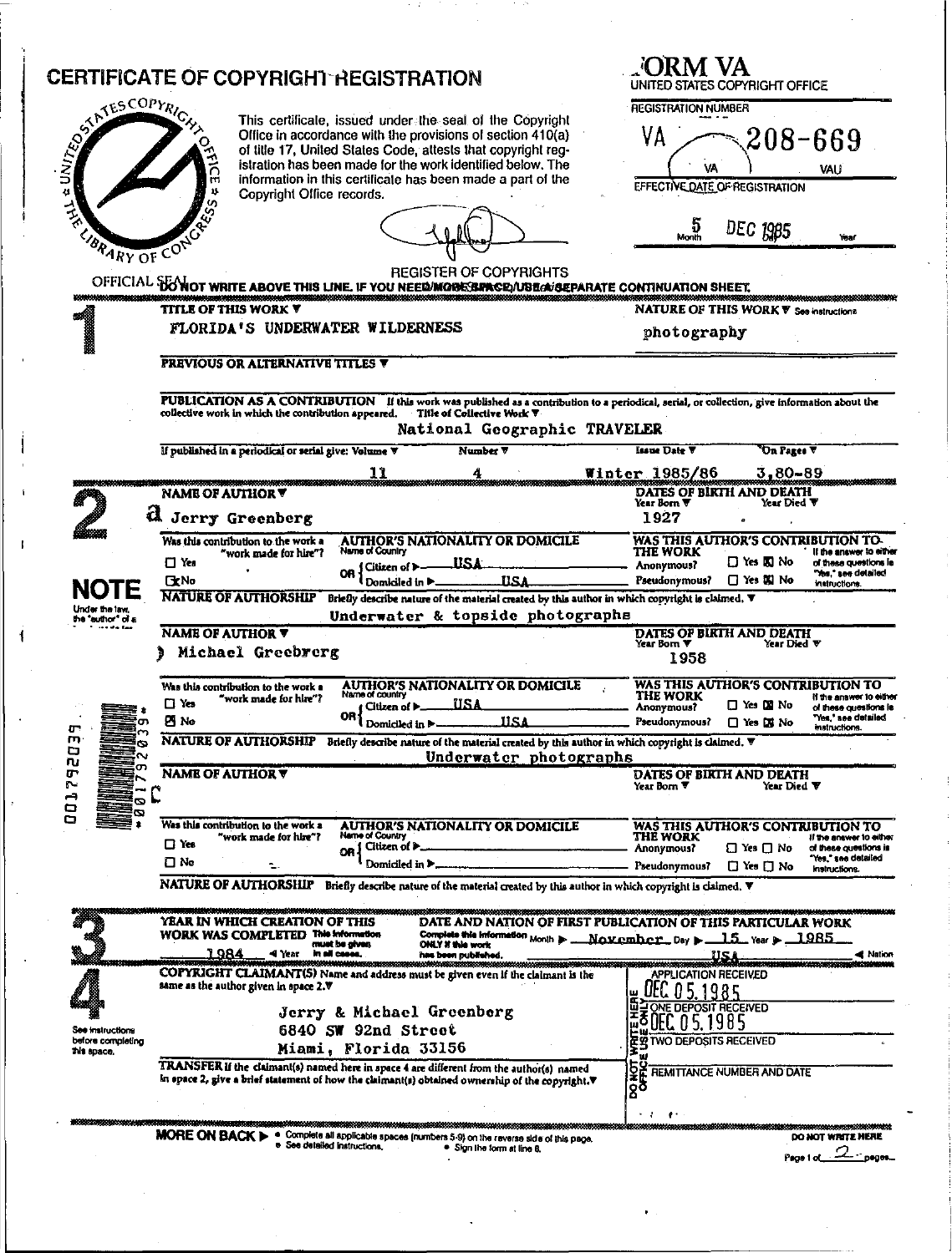# CERTIFICATE OF COPYRIGHT REGISTRATION

This certificate, issued under the seal of the Copyright Office in accordance with the provisions of section 410(a) of title 17, United States Code, attests that copyright registration has been made for the work identified below. The information in this certificate has been made a part of the Copyright Office records.

OFFICIAL SEAL

REGISTER OF COPYRIGHTS

**FORM VA**
UNITED STATES COPYRIGHT OFFICE

REGISTRATION NUMBER

VA 208-669

VA VAU

EFFECTIVE DATE OF REGISTRATION

5 DEC 1985
Month Day Year

DO NOT WRITE ABOVE THIS LINE. IF YOU NEED MORE SPACE, USE A SEPARATE CONTINUATION SHEET.

## 1

**TITLE OF THIS WORK ▼**
FLORIDA'S UNDERWATER WILDERNESS

**NATURE OF THIS WORK ▼** See instructions
photography

**PREVIOUS OR ALTERNATIVE TITLES ▼**

**PUBLICATION AS A CONTRIBUTION** If this work was published as a contribution to a periodical, serial, or collection, give information about the collective work in which the contribution appeared. Title of Collective Work ▼
National Geographic TRAVELER

| If published in a periodical or serial give: Volume ▼ | Number ▼ | Issue Date ▼ | On Pages ▼ |
|---|---|---|---|
| 11 | 4 | Winter 1985/86 | 3,80-89 |

## 2

**NAME OF AUTHOR ▼**
a Jerry Greenberg

**DATES OF BIRTH AND DEATH**
Year Born ▼ 1927 Year Died ▼

Was this contribution to the work a "work made for hire"? ☐ Yes ☒ No

**AUTHOR'S NATIONALITY OR DOMICILE**
Name of Country
OR { Citizen of ▶ USA
Domiciled in ▶ USA

**WAS THIS AUTHOR'S CONTRIBUTION TO THE WORK**
Anonymous? ☐ Yes ☒ No
Pseudonymous? ☐ Yes ☒ No
If the answer to either of these questions is "Yes," see detailed instructions.

**NATURE OF AUTHORSHIP** Briefly describe nature of the material created by this author in which copyright is claimed. ▼
Underwater & topside photographs

**NOTE**
Under the law, the "author" of a ...

**NAME OF AUTHOR ▼**
b Michael Greebrerg

**DATES OF BIRTH AND DEATH**
Year Born ▼ 1958 Year Died ▼

Was this contribution to the work a "work made for hire"? ☐ Yes ☒ No

**AUTHOR'S NATIONALITY OR DOMICILE**
Name of country
OR { Citizen of ▶ USA
Domiciled in ▶ USA

**WAS THIS AUTHOR'S CONTRIBUTION TO THE WORK**
Anonymous? ☐ Yes ☒ No
Pseudonymous? ☐ Yes ☒ No
If the answer to either of these questions is "Yes," see detailed instructions.

**NATURE OF AUTHORSHIP** Briefly describe nature of the material created by this author in which copyright is claimed. ▼
Underwater photographs

**NAME OF AUTHOR ▼**
c

**DATES OF BIRTH AND DEATH**
Year Born ▼ Year Died ▼

Was this contribution to the work a "work made for hire"? ☐ Yes ☐ No

**AUTHOR'S NATIONALITY OR DOMICILE**
Name of Country
OR { Citizen of ▶
Domiciled in ▶

**WAS THIS AUTHOR'S CONTRIBUTION TO THE WORK**
Anonymous? ☐ Yes ☐ No
Pseudonymous? ☐ Yes ☐ No
If the answer to either of these questions is "Yes," see detailed instructions.

**NATURE OF AUTHORSHIP** Briefly describe nature of the material created by this author in which copyright is claimed. ▼

## 3

**YEAR IN WHICH CREATION OF THIS WORK WAS COMPLETED** This information must be given in all cases.
1984 ◀ Year

**DATE AND NATION OF FIRST PUBLICATION OF THIS PARTICULAR WORK**
Complete this information ONLY if this work has been published.
Month ▶ November Day ▶ 15 Year ▶ 1985
USA ◀ Nation

## 4

**COPYRIGHT CLAIMANT(S)** Name and address must be given even if the claimant is the same as the author given in space 2.▼

Jerry & Michael Greenberg
6840 SW 92nd Street
Miami, Florida 33156

See instructions before completing this space.

**TRANSFER** If the claimant(s) named here in space 4 are different from the author(s) named in space 2, give a brief statement of how the claimant(s) obtained ownership of the copyright.▼

APPLICATION RECEIVED
DEC 05 1985
ONE DEPOSIT RECEIVED
DEC 05 1985
TWO DEPOSITS RECEIVED
REMITTANCE NUMBER AND DATE

DO NOT WRITE HERE OFFICE USE ONLY

**MORE ON BACK ▶** • Complete all applicable spaces (numbers 5-9) on the reverse side of this page. • See detailed instructions. • Sign the form at line 8.

DO NOT WRITE HERE

Page 1 of 2 pages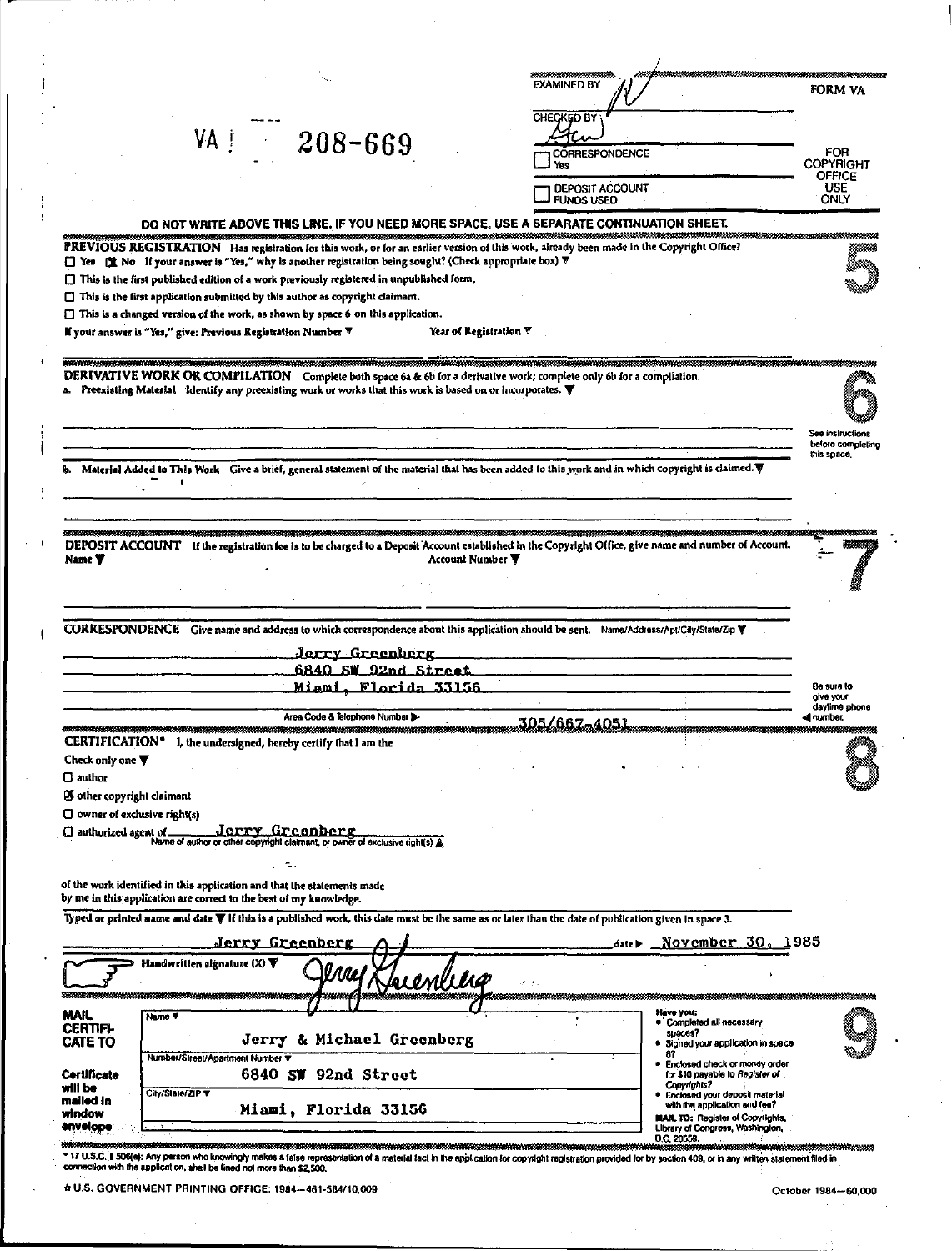VA 208-669

EXAMINED BY

CHECKED BY

☐ CORRESPONDENCE Yes

☐ DEPOSIT ACCOUNT FUNDS USED

FORM VA

FOR COPYRIGHT OFFICE USE ONLY

**DO NOT WRITE ABOVE THIS LINE. IF YOU NEED MORE SPACE, USE A SEPARATE CONTINUATION SHEET.**

## 5

**PREVIOUS REGISTRATION** Has registration for this work, or for an earlier version of this work, already been made in the Copyright Office?

☐ Yes ☒ No If your answer is "Yes," why is another registration being sought? (Check appropriate box) ▼

☐ This is the first published edition of a work previously registered in unpublished form.

☐ This is the first application submitted by this author as copyright claimant.

☐ This is a changed version of the work, as shown by space 6 on this application.

If your answer is "Yes," give: Previous Registration Number ▼ Year of Registration ▼

## 6

**DERIVATIVE WORK OR COMPILATION** Complete both space 6a & 6b for a derivative work; complete only 6b for a compilation.

a. Preexisting Material Identify any preexisting work or works that this work is based on or incorporates. ▼

See instructions before completing this space.

b. Material Added to This Work Give a brief, general statement of the material that has been added to this work and in which copyright is claimed. ▼

## 7

**DEPOSIT ACCOUNT** If the registration fee is to be charged to a Deposit Account established in the Copyright Office, give name and number of Account.

Name ▼ Account Number ▼

**CORRESPONDENCE** Give name and address to which correspondence about this application should be sent. Name/Address/Apt/City/State/Zip ▼

Jerry Greenberg
6840 SW 92nd Street
Miami, Florida 33156

Area Code & Telephone Number ▶ 305/667-4051

Be sure to give your daytime phone number.

## 8

**CERTIFICATION*** I, the undersigned, hereby certify that I am the

Check only one ▼

☐ author

☒ other copyright claimant

☐ owner of exclusive right(s)

☐ authorized agent of Jerry Greenberg
Name of author or other copyright claimant, or owner of exclusive right(s) ▲

of the work identified in this application and that the statements made by me in this application are correct to the best of my knowledge.

Typed or printed name and date ▼ If this is a published work, this date must be the same as or later than the date of publication given in space 3.

Jerry Greenberg date ▶ November 30, 1985

Handwritten signature (X) ▼ Jerry Greenberg

## 9

**MAIL CERTIFICATE TO**

Certificate will be mailed in window envelope

Name ▼
Jerry & Michael Greenberg

Number/Street/Apartment Number ▼
6840 SW 92nd Street

City/State/ZIP ▼
Miami, Florida 33156

Have you:
- Completed all necessary spaces?
- Signed your application in space 8?
- Enclosed check or money order for $10 payable to *Register of Copyrights*?
- Enclosed your deposit material with the application and fee?

MAIL TO: Register of Copyrights, Library of Congress, Washington, D.C. 20559.

* 17 U.S.C. § 506(e): Any person who knowingly makes a false representation of a material fact in the application for copyright registration provided for by section 409, or in any written statement filed in connection with the application, shall be fined not more than $2,500.

☆ U.S. GOVERNMENT PRINTING OFFICE: 1984—461-584/10,009

October 1984—60,000